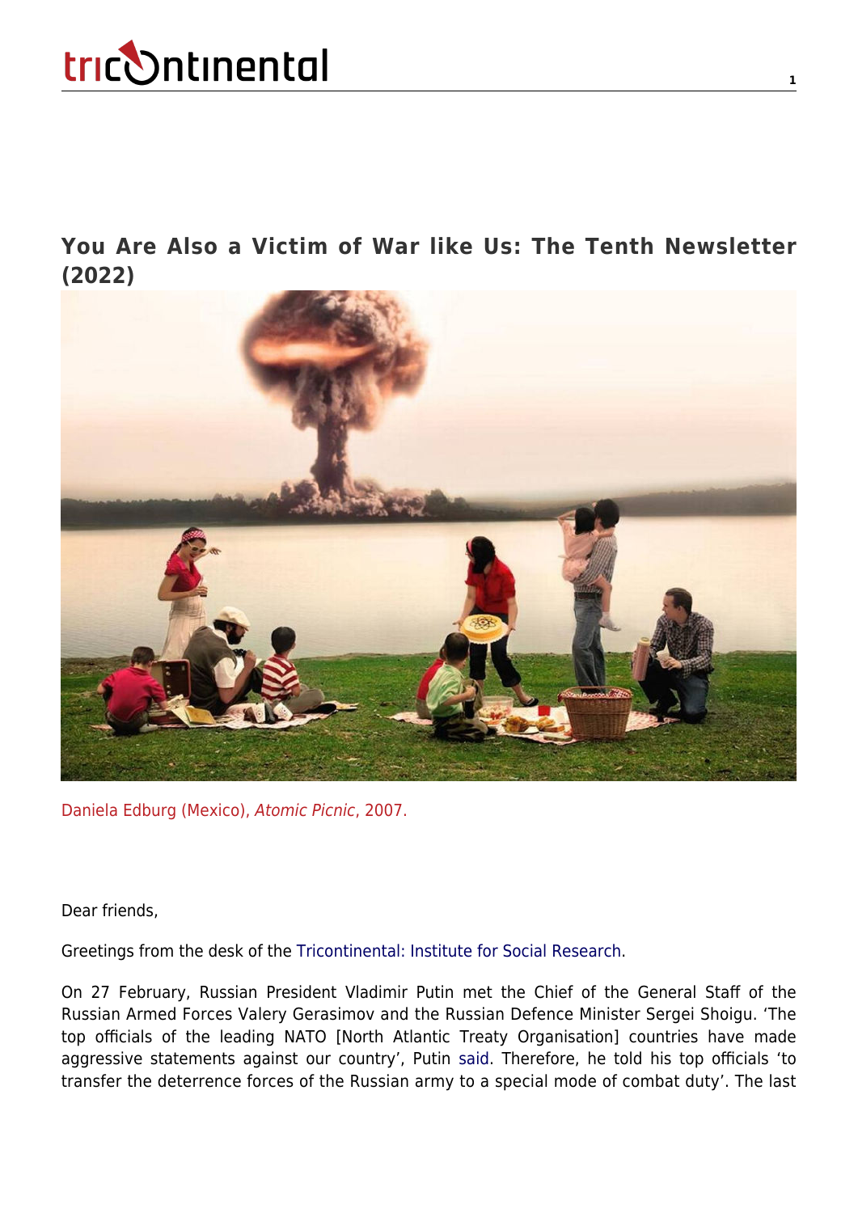## You Are Also a Victim of War like Us: The Tenth Newsletter (2022)

Daniela Edburg (Mexico), *Atomic Picnic*, 2007.

Dear friends,

Greetings from the desk of the Tricontinental: Institute for Social Research.

On 27 February, Russian President Vladimir Putin met the Chief of the General Staff of the Russian Armed Forces Valery Gerasimov and the Russian Defence Minister Sergei Shoigu. 'The top officials of the leading NATO [North Atlantic Treaty Organisation] countries have made aggressive statements against our country', Putin said. Therefore, he told his top officials 'to transfer the deterrence forces of the Russian army to a special mode of combat duty'. The last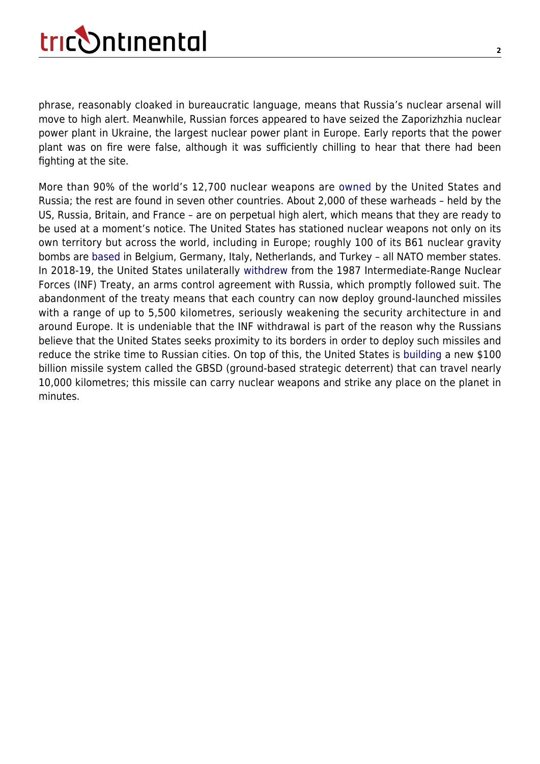phrase, reasonably cloaked in bureaucratic language, means that Russia's nuclear arsenal will move to high alert. Meanwhile, Russian forces appeared to have seized the Zaporizhzhia nuclear power plant in Ukraine, the largest nuclear power plant in Europe. Early reports that the power plant was on fire were false, although it was sufficiently chilling to hear that there had been fighting at the site.

More than 90% of the world's 12,700 nuclear weapons are owned by the United States and Russia; the rest are found in seven other countries. About 2,000 of these warheads – held by the US, Russia, Britain, and France – are on perpetual high alert, which means that they are ready to be used at a moment's notice. The United States has stationed nuclear weapons not only on its own territory but across the world, including in Europe; roughly 100 of its B61 nuclear gravity bombs are based in Belgium, Germany, Italy, Netherlands, and Turkey – all NATO member states. In 2018-19, the United States unilaterally withdrew from the 1987 Intermediate-Range Nuclear Forces (INF) Treaty, an arms control agreement with Russia, which promptly followed suit. The abandonment of the treaty means that each country can now deploy ground-launched missiles with a range of up to 5,500 kilometres, seriously weakening the security architecture in and around Europe. It is undeniable that the INF withdrawal is part of the reason why the Russians believe that the United States seeks proximity to its borders in order to deploy such missiles and reduce the strike time to Russian cities. On top of this, the United States is building a new $100 billion missile system called the GBSD (ground-based strategic deterrent) that can travel nearly 10,000 kilometres; this missile can carry nuclear weapons and strike any place on the planet in minutes.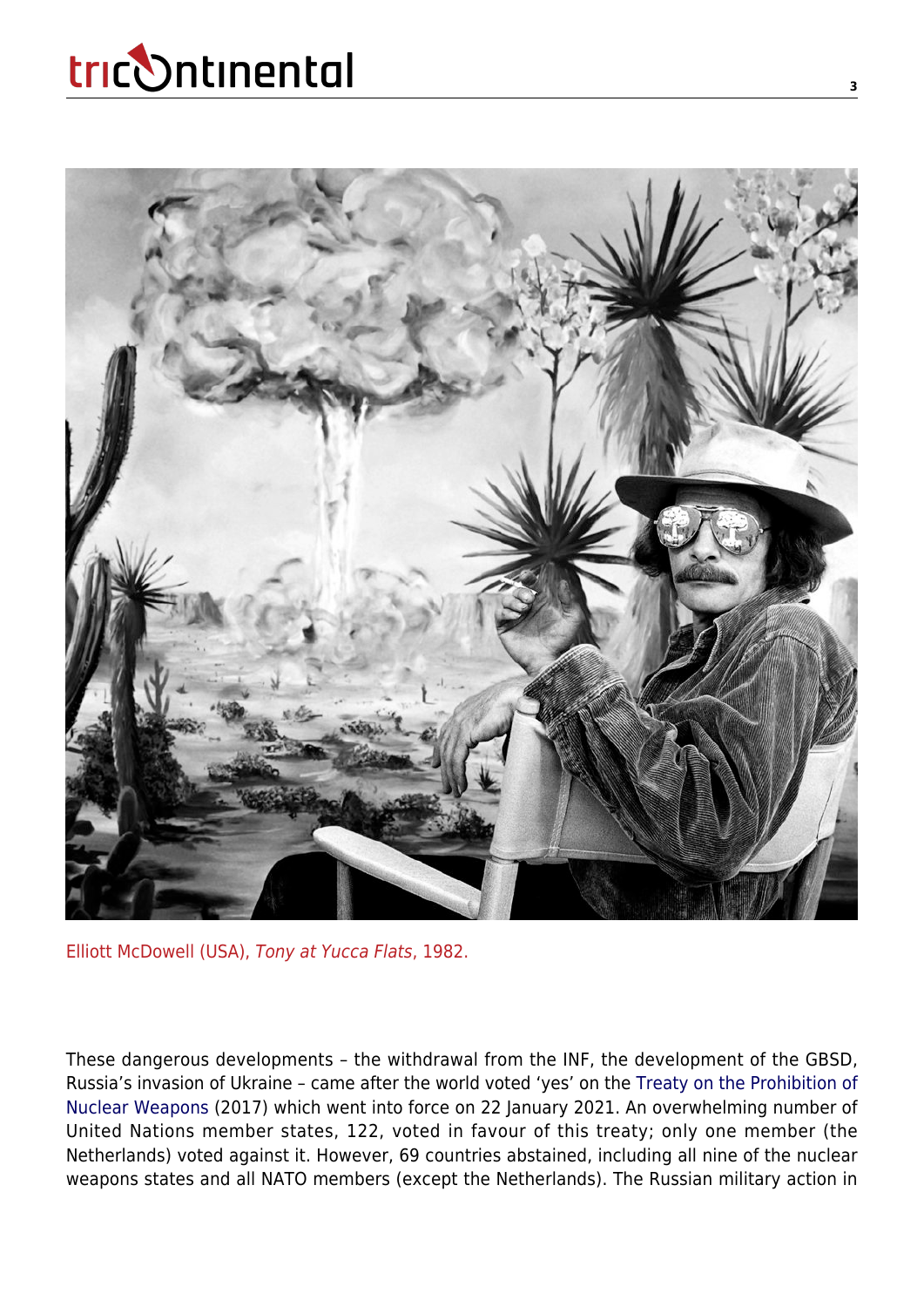Elliott McDowell (USA), *Tony at Yucca Flats*, 1982.

These dangerous developments – the withdrawal from the INF, the development of the GBSD, Russia's invasion of Ukraine – came after the world voted 'yes' on the Treaty on the Prohibition of Nuclear Weapons (2017) which went into force on 22 January 2021. An overwhelming number of United Nations member states, 122, voted in favour of this treaty; only one member (the Netherlands) voted against it. However, 69 countries abstained, including all nine of the nuclear weapons states and all NATO members (except the Netherlands). The Russian military action in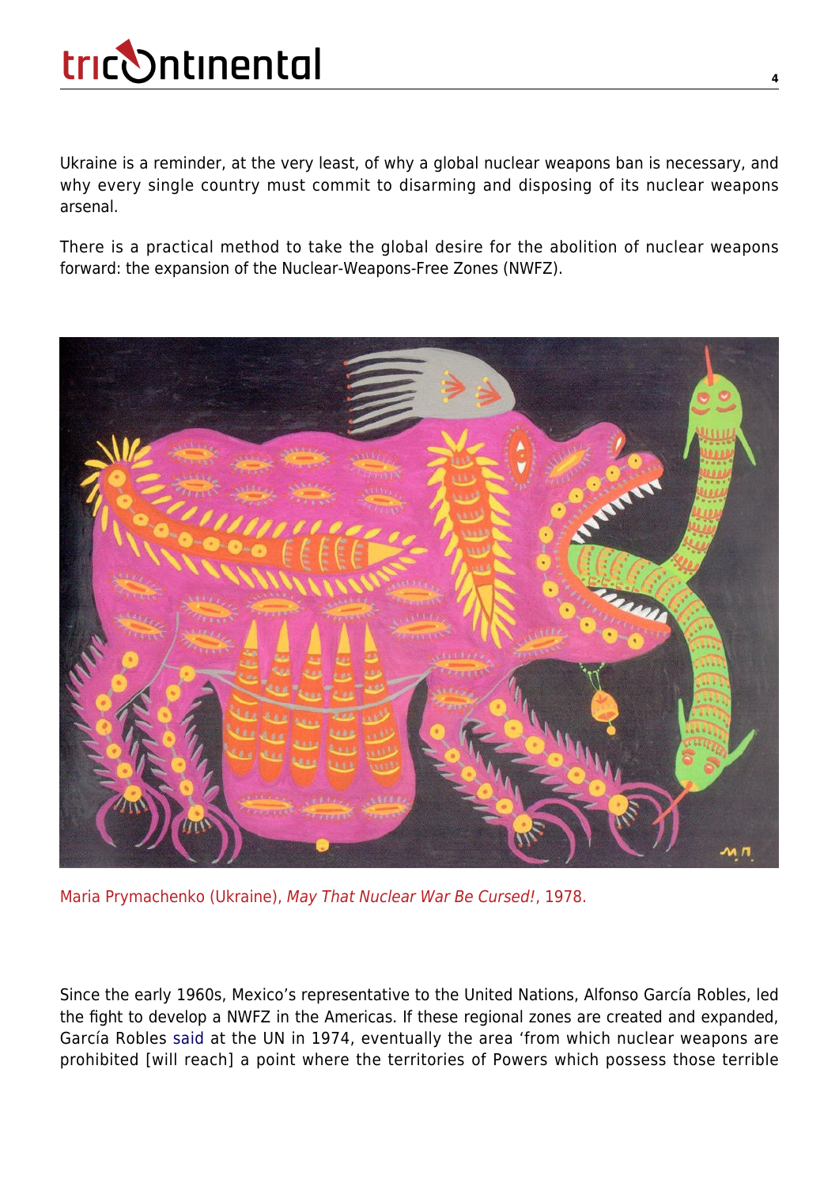Ukraine is a reminder, at the very least, of why a global nuclear weapons ban is necessary, and why every single country must commit to disarming and disposing of its nuclear weapons arsenal.

There is a practical method to take the global desire for the abolition of nuclear weapons forward: the expansion of the Nuclear-Weapons-Free Zones (NWFZ).

Maria Prymachenko (Ukraine), *May That Nuclear War Be Cursed!*, 1978.

Since the early 1960s, Mexico's representative to the United Nations, Alfonso García Robles, led the fight to develop a NWFZ in the Americas. If these regional zones are created and expanded, García Robles said at the UN in 1974, eventually the area 'from which nuclear weapons are prohibited [will reach] a point where the territories of Powers which possess those terrible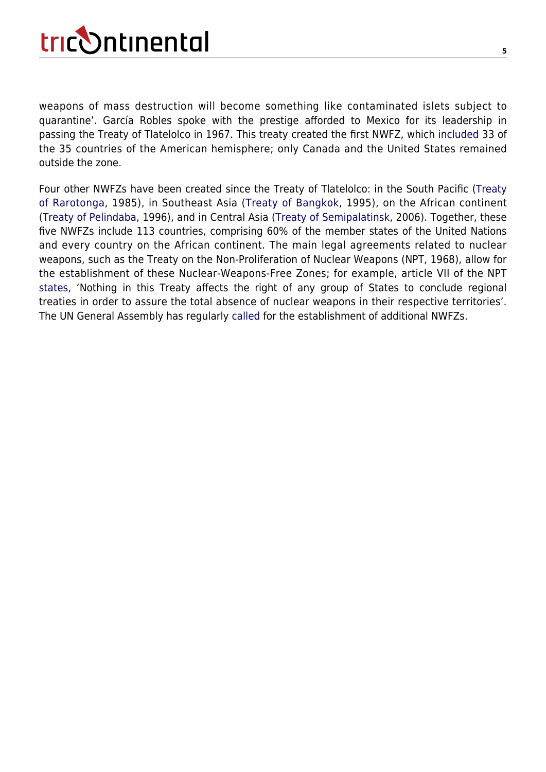weapons of mass destruction will become something like contaminated islets subject to quarantine'. García Robles spoke with the prestige afforded to Mexico for its leadership in passing the Treaty of Tlatelolco in 1967. This treaty created the first NWFZ, which included 33 of the 35 countries of the American hemisphere; only Canada and the United States remained outside the zone.

Four other NWFZs have been created since the Treaty of Tlatelolco: in the South Pacific (Treaty of Rarotonga, 1985), in Southeast Asia (Treaty of Bangkok, 1995), on the African continent (Treaty of Pelindaba, 1996), and in Central Asia (Treaty of Semipalatinsk, 2006). Together, these five NWFZs include 113 countries, comprising 60% of the member states of the United Nations and every country on the African continent. The main legal agreements related to nuclear weapons, such as the Treaty on the Non-Proliferation of Nuclear Weapons (NPT, 1968), allow for the establishment of these Nuclear-Weapons-Free Zones; for example, article VII of the NPT states, 'Nothing in this Treaty affects the right of any group of States to conclude regional treaties in order to assure the total absence of nuclear weapons in their respective territories'. The UN General Assembly has regularly called for the establishment of additional NWFZs.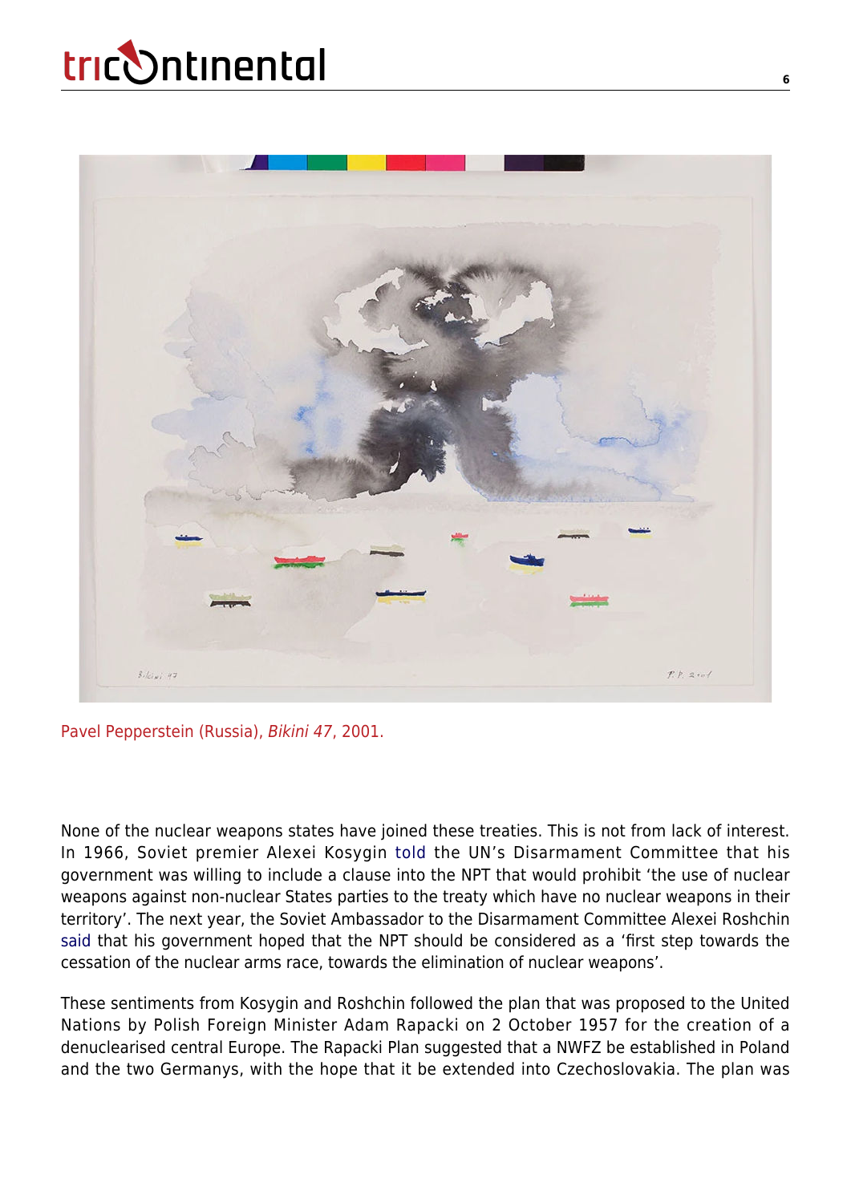Pavel Pepperstein (Russia), *Bikini 47*, 2001.

None of the nuclear weapons states have joined these treaties. This is not from lack of interest. In 1966, Soviet premier Alexei Kosygin told the UN's Disarmament Committee that his government was willing to include a clause into the NPT that would prohibit 'the use of nuclear weapons against non-nuclear States parties to the treaty which have no nuclear weapons in their territory'. The next year, the Soviet Ambassador to the Disarmament Committee Alexei Roshchin said that his government hoped that the NPT should be considered as a 'first step towards the cessation of the nuclear arms race, towards the elimination of nuclear weapons'.

These sentiments from Kosygin and Roshchin followed the plan that was proposed to the United Nations by Polish Foreign Minister Adam Rapacki on 2 October 1957 for the creation of a denuclearised central Europe. The Rapacki Plan suggested that a NWFZ be established in Poland and the two Germanys, with the hope that it be extended into Czechoslovakia. The plan was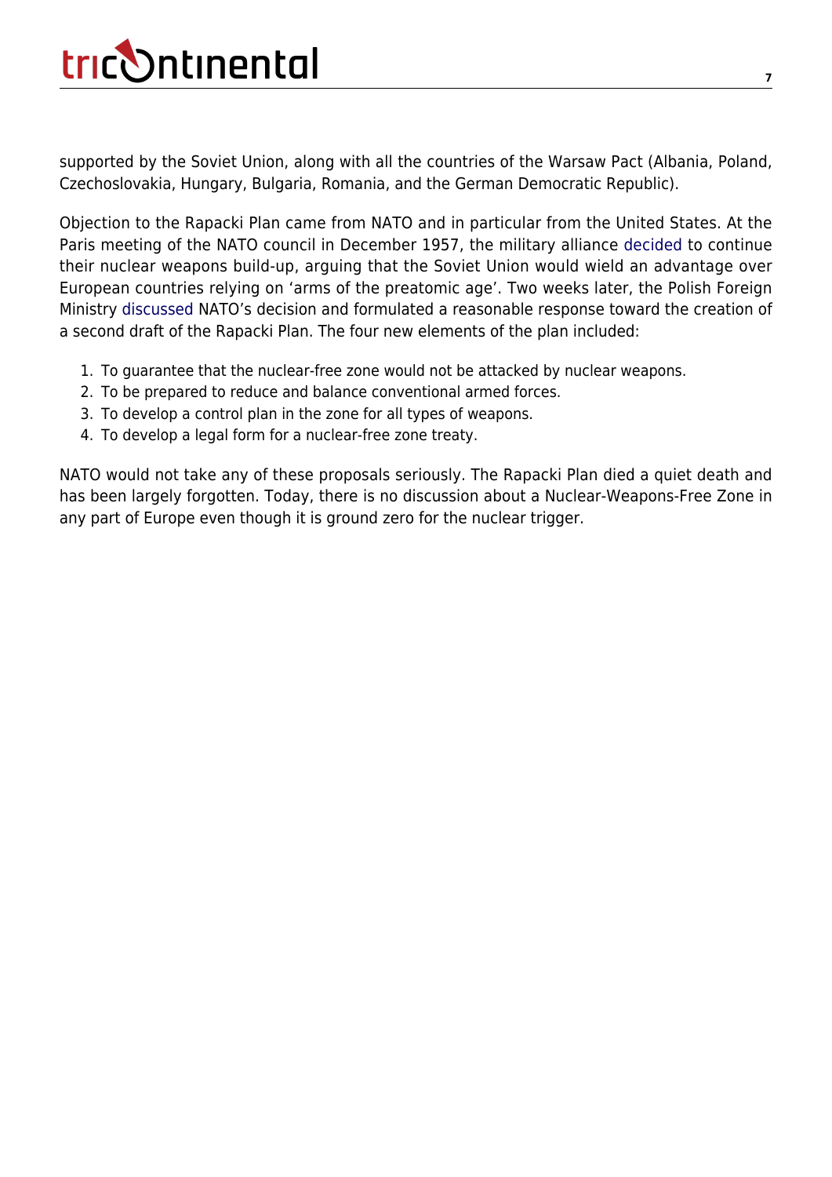supported by the Soviet Union, along with all the countries of the Warsaw Pact (Albania, Poland, Czechoslovakia, Hungary, Bulgaria, Romania, and the German Democratic Republic).

Objection to the Rapacki Plan came from NATO and in particular from the United States. At the Paris meeting of the NATO council in December 1957, the military alliance decided to continue their nuclear weapons build-up, arguing that the Soviet Union would wield an advantage over European countries relying on 'arms of the preatomic age'. Two weeks later, the Polish Foreign Ministry discussed NATO's decision and formulated a reasonable response toward the creation of a second draft of the Rapacki Plan. The four new elements of the plan included:

1. To guarantee that the nuclear-free zone would not be attacked by nuclear weapons.
2. To be prepared to reduce and balance conventional armed forces.
3. To develop a control plan in the zone for all types of weapons.
4. To develop a legal form for a nuclear-free zone treaty.

NATO would not take any of these proposals seriously. The Rapacki Plan died a quiet death and has been largely forgotten. Today, there is no discussion about a Nuclear-Weapons-Free Zone in any part of Europe even though it is ground zero for the nuclear trigger.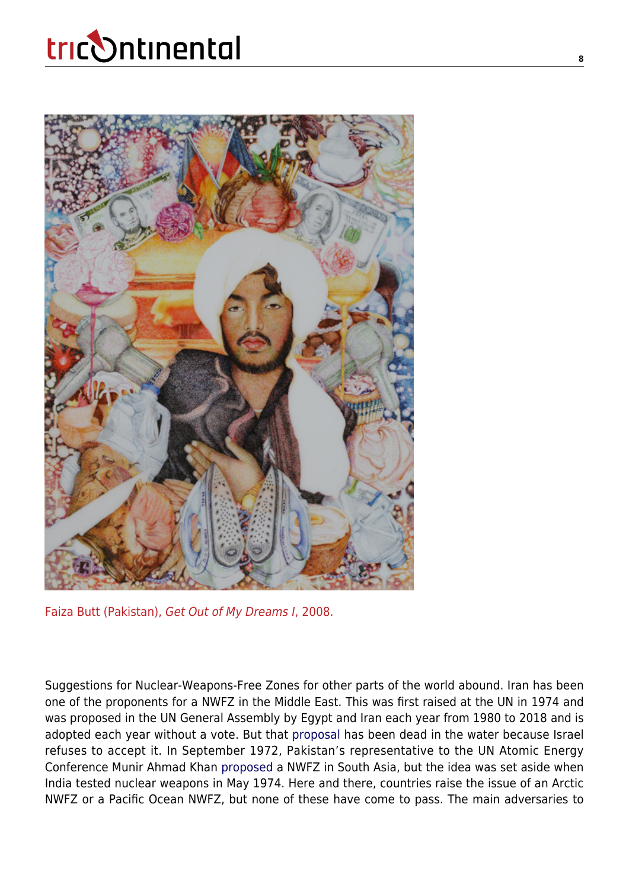Faiza Butt (Pakistan), *Get Out of My Dreams I*, 2008.

Suggestions for Nuclear-Weapons-Free Zones for other parts of the world abound. Iran has been one of the proponents for a NWFZ in the Middle East. This was first raised at the UN in 1974 and was proposed in the UN General Assembly by Egypt and Iran each year from 1980 to 2018 and is adopted each year without a vote. But that proposal has been dead in the water because Israel refuses to accept it. In September 1972, Pakistan's representative to the UN Atomic Energy Conference Munir Ahmad Khan proposed a NWFZ in South Asia, but the idea was set aside when India tested nuclear weapons in May 1974. Here and there, countries raise the issue of an Arctic NWFZ or a Pacific Ocean NWFZ, but none of these have come to pass. The main adversaries to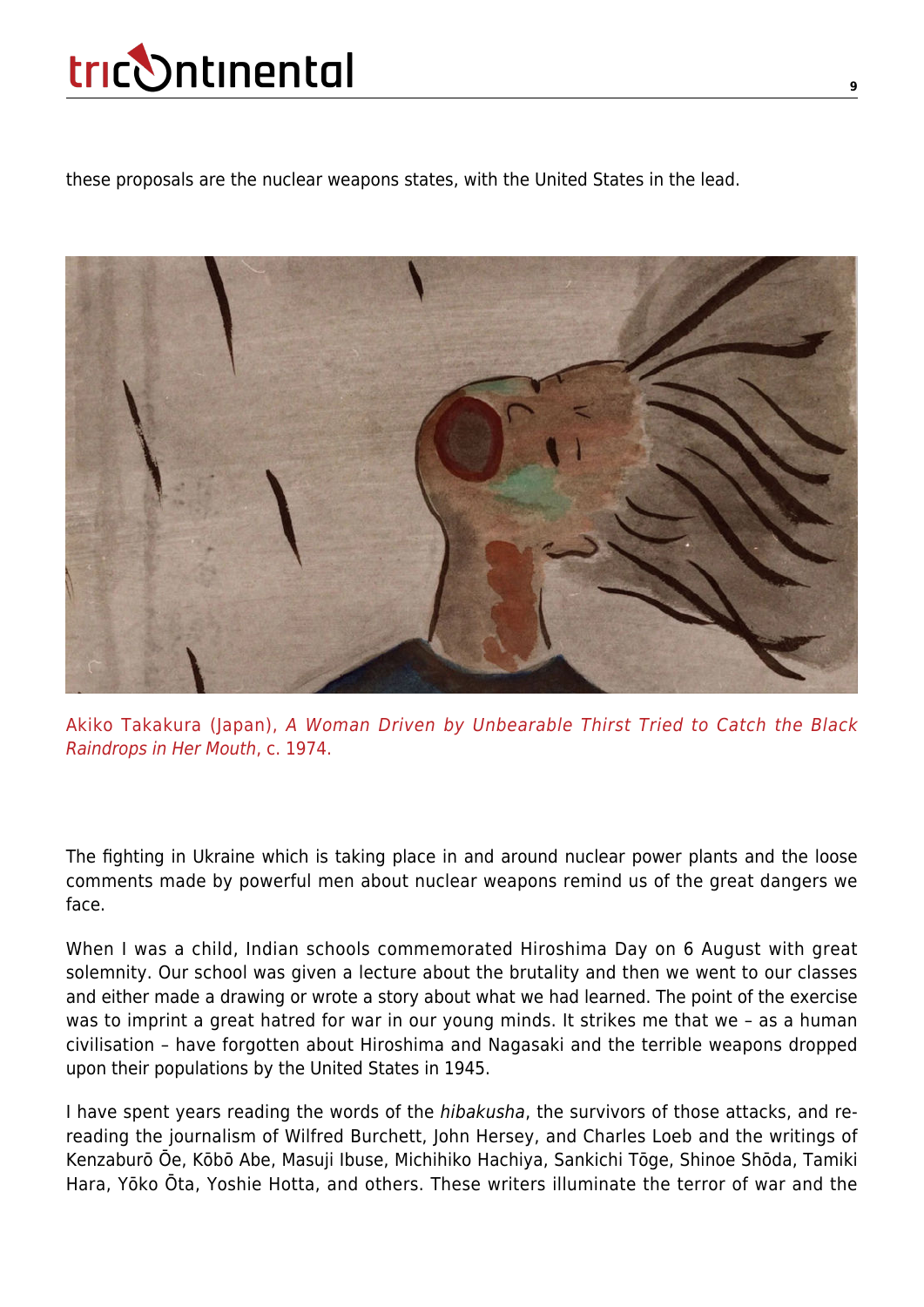these proposals are the nuclear weapons states, with the United States in the lead.

Akiko Takakura (Japan), *A Woman Driven by Unbearable Thirst Tried to Catch the Black Raindrops in Her Mouth*, c. 1974.

The fighting in Ukraine which is taking place in and around nuclear power plants and the loose comments made by powerful men about nuclear weapons remind us of the great dangers we face.

When I was a child, Indian schools commemorated Hiroshima Day on 6 August with great solemnity. Our school was given a lecture about the brutality and then we went to our classes and either made a drawing or wrote a story about what we had learned. The point of the exercise was to imprint a great hatred for war in our young minds. It strikes me that we – as a human civilisation – have forgotten about Hiroshima and Nagasaki and the terrible weapons dropped upon their populations by the United States in 1945.

I have spent years reading the words of the *hibakusha*, the survivors of those attacks, and re-reading the journalism of Wilfred Burchett, John Hersey, and Charles Loeb and the writings of Kenzaburō Ōe, Kōbō Abe, Masuji Ibuse, Michihiko Hachiya, Sankichi Tōge, Shinoe Shōda, Tamiki Hara, Yōko Ōta, Yoshie Hotta, and others. These writers illuminate the terror of war and the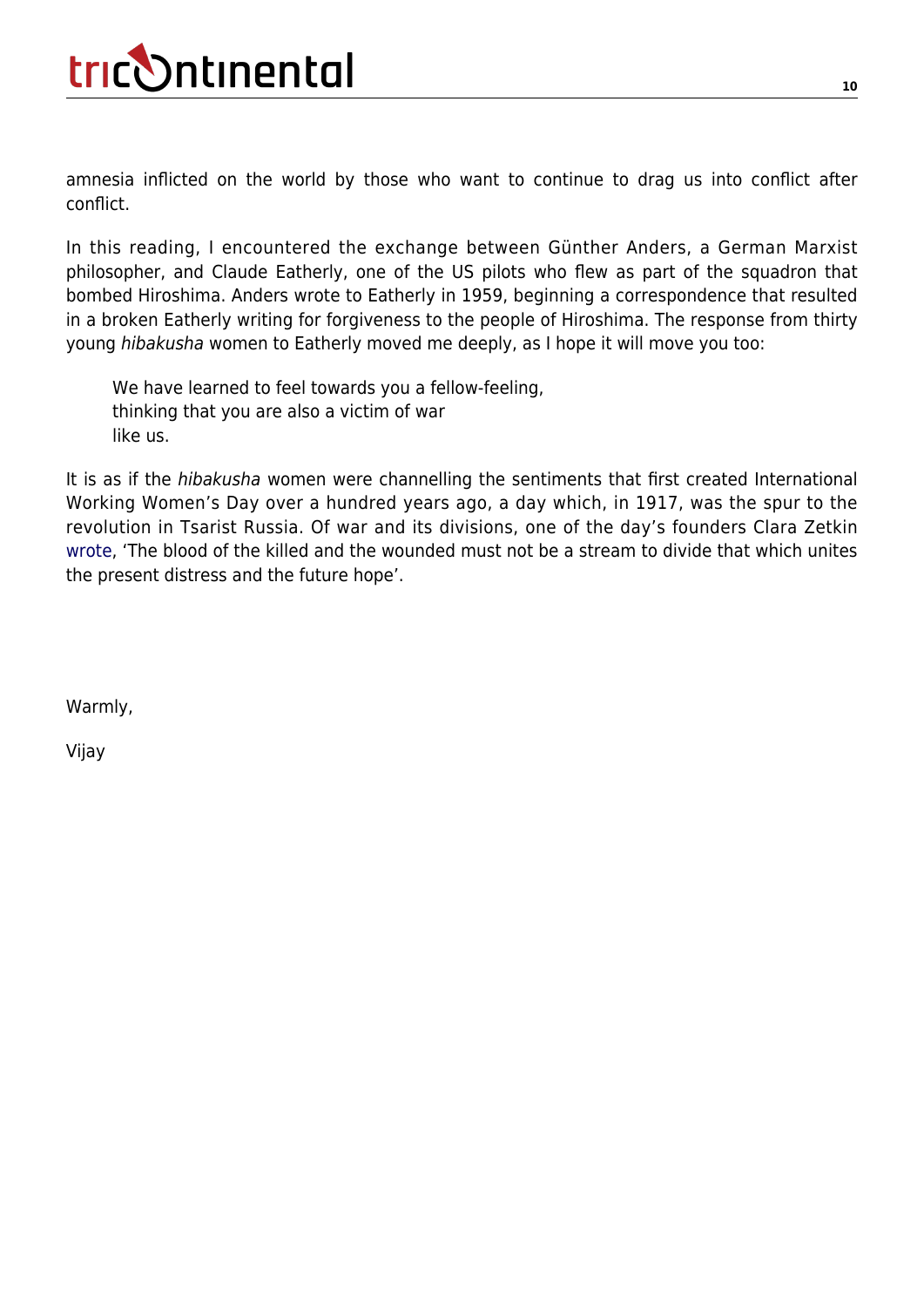amnesia inflicted on the world by those who want to continue to drag us into conflict after conflict.

In this reading, I encountered the exchange between Günther Anders, a German Marxist philosopher, and Claude Eatherly, one of the US pilots who flew as part of the squadron that bombed Hiroshima. Anders wrote to Eatherly in 1959, beginning a correspondence that resulted in a broken Eatherly writing for forgiveness to the people of Hiroshima. The response from thirty young *hibakusha* women to Eatherly moved me deeply, as I hope it will move you too:

> We have learned to feel towards you a fellow-feeling,
> thinking that you are also a victim of war
> like us.

It is as if the *hibakusha* women were channelling the sentiments that first created International Working Women's Day over a hundred years ago, a day which, in 1917, was the spur to the revolution in Tsarist Russia. Of war and its divisions, one of the day's founders Clara Zetkin wrote, 'The blood of the killed and the wounded must not be a stream to divide that which unites the present distress and the future hope'.

Warmly,

Vijay